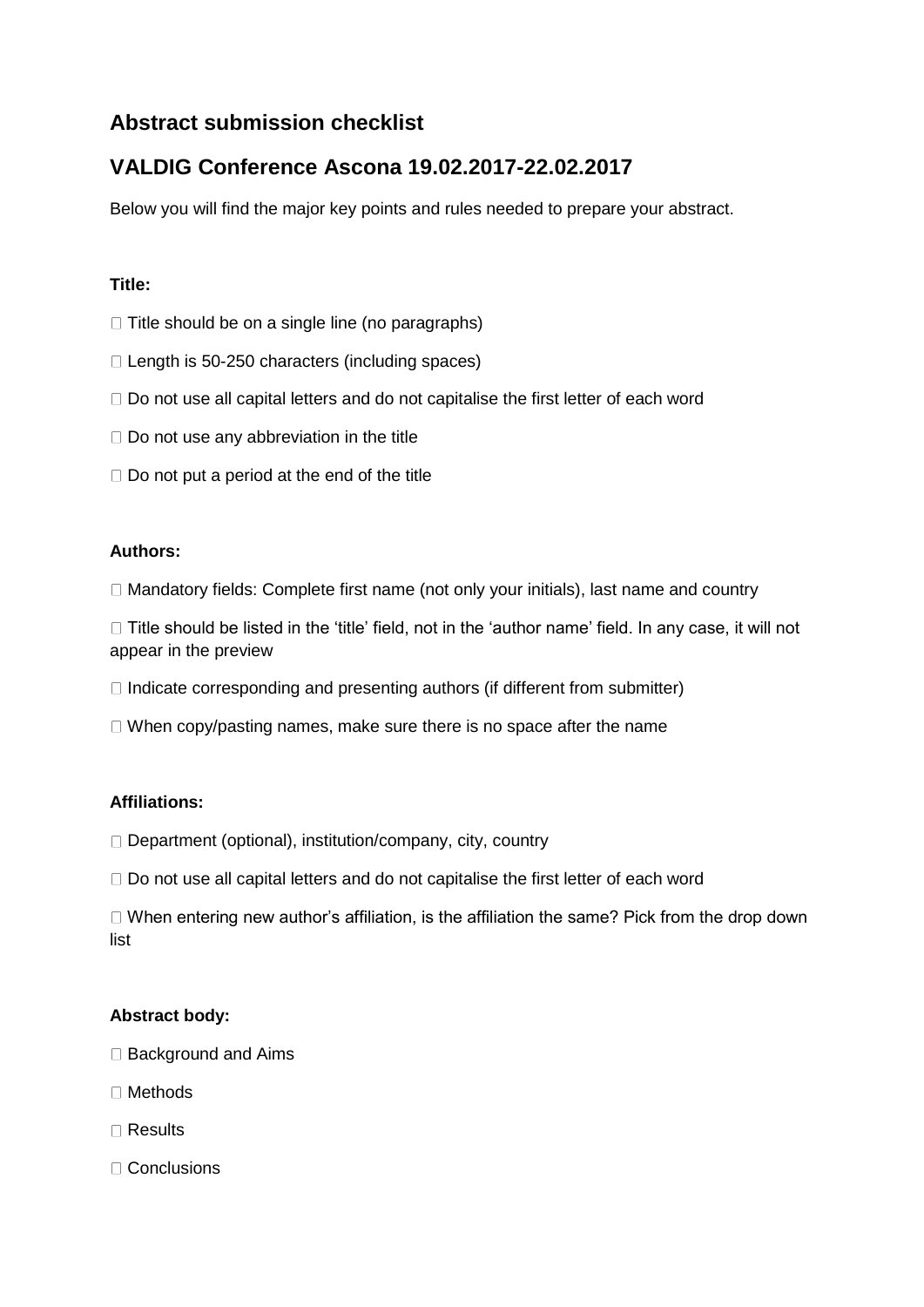## Abstract submission checklist

## VALDIG Conference Ascona 19.02.2017-22.02.2017

Below you will find the major key points and rules needed to prepare your abstract.

**Title:**

- ☐ Title should be on a single line (no paragraphs)
- ☐ Length is 50-250 characters (including spaces)
- ☐ Do not use all capital letters and do not capitalise the first letter of each word
- ☐ Do not use any abbreviation in the title
- ☐ Do not put a period at the end of the title

**Authors:**

- ☐ Mandatory fields: Complete first name (not only your initials), last name and country
- ☐ Title should be listed in the 'title' field, not in the 'author name' field. In any case, it will not appear in the preview
- ☐ Indicate corresponding and presenting authors (if different from submitter)
- ☐ When copy/pasting names, make sure there is no space after the name

**Affiliations:**

- ☐ Department (optional), institution/company, city, country
- ☐ Do not use all capital letters and do not capitalise the first letter of each word
- ☐ When entering new author's affiliation, is the affiliation the same? Pick from the drop down list

**Abstract body:**

- ☐ Background and Aims
- ☐ Methods
- ☐ Results
- ☐ Conclusions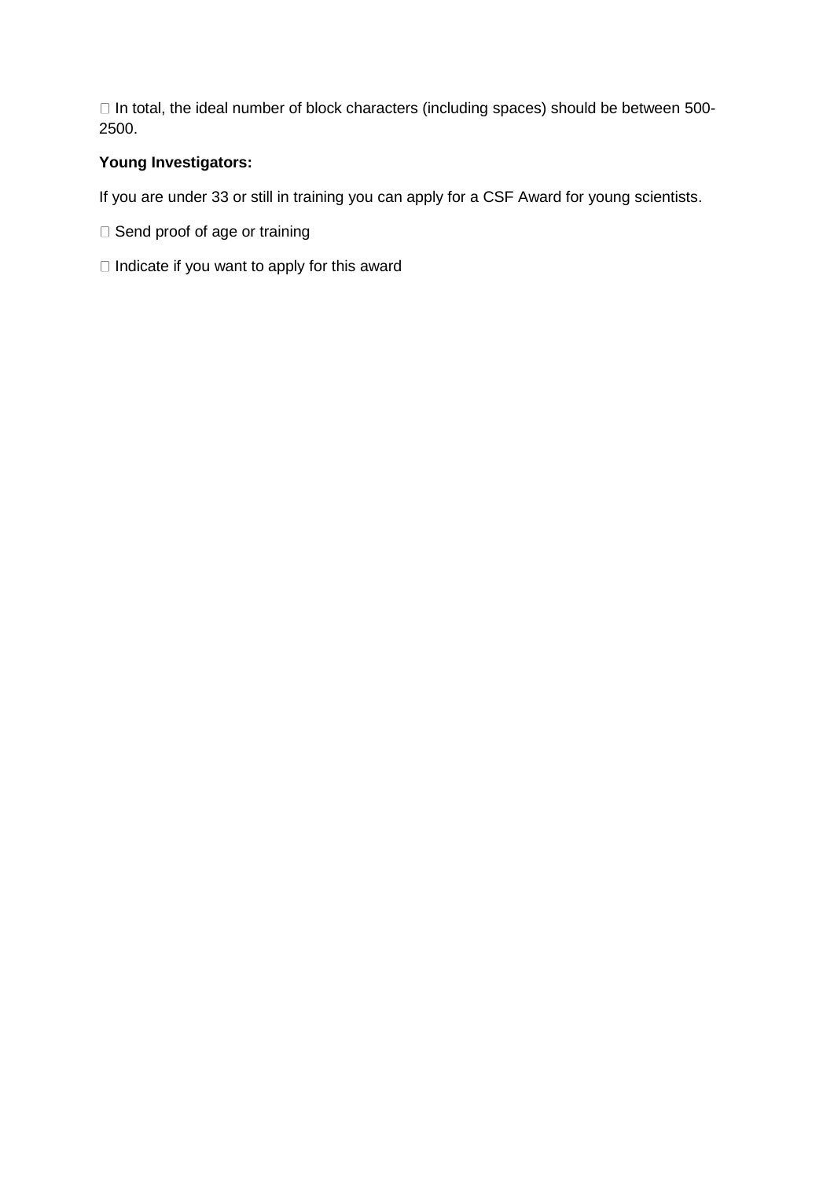- In total, the ideal number of block characters (including spaces) should be between 500-2500.

**Young Investigators:**

If you are under 33 or still in training you can apply for a CSF Award for young scientists.

- Send proof of age or training
- Indicate if you want to apply for this award